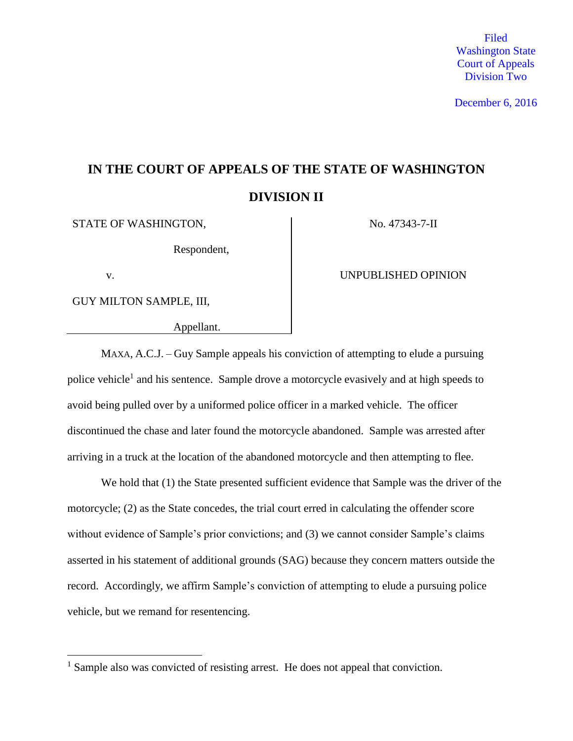Filed
Washington State
Court of Appeals
Division Two

December 6, 2016

# IN THE COURT OF APPEALS OF THE STATE OF WASHINGTON

## DIVISION II

| | |
|---|---|
| STATE OF WASHINGTON, Respondent, | No. 47343-7-II |
| v. | UNPUBLISHED OPINION |
| GUY MILTON SAMPLE, III, Appellant. | |

MAXA, A.C.J. – Guy Sample appeals his conviction of attempting to elude a pursuing police vehicle[1] and his sentence. Sample drove a motorcycle evasively and at high speeds to avoid being pulled over by a uniformed police officer in a marked vehicle. The officer discontinued the chase and later found the motorcycle abandoned. Sample was arrested after arriving in a truck at the location of the abandoned motorcycle and then attempting to flee.

We hold that (1) the State presented sufficient evidence that Sample was the driver of the motorcycle; (2) as the State concedes, the trial court erred in calculating the offender score without evidence of Sample's prior convictions; and (3) we cannot consider Sample's claims asserted in his statement of additional grounds (SAG) because they concern matters outside the record. Accordingly, we affirm Sample's conviction of attempting to elude a pursuing police vehicle, but we remand for resentencing.

---

[1] Sample also was convicted of resisting arrest. He does not appeal that conviction.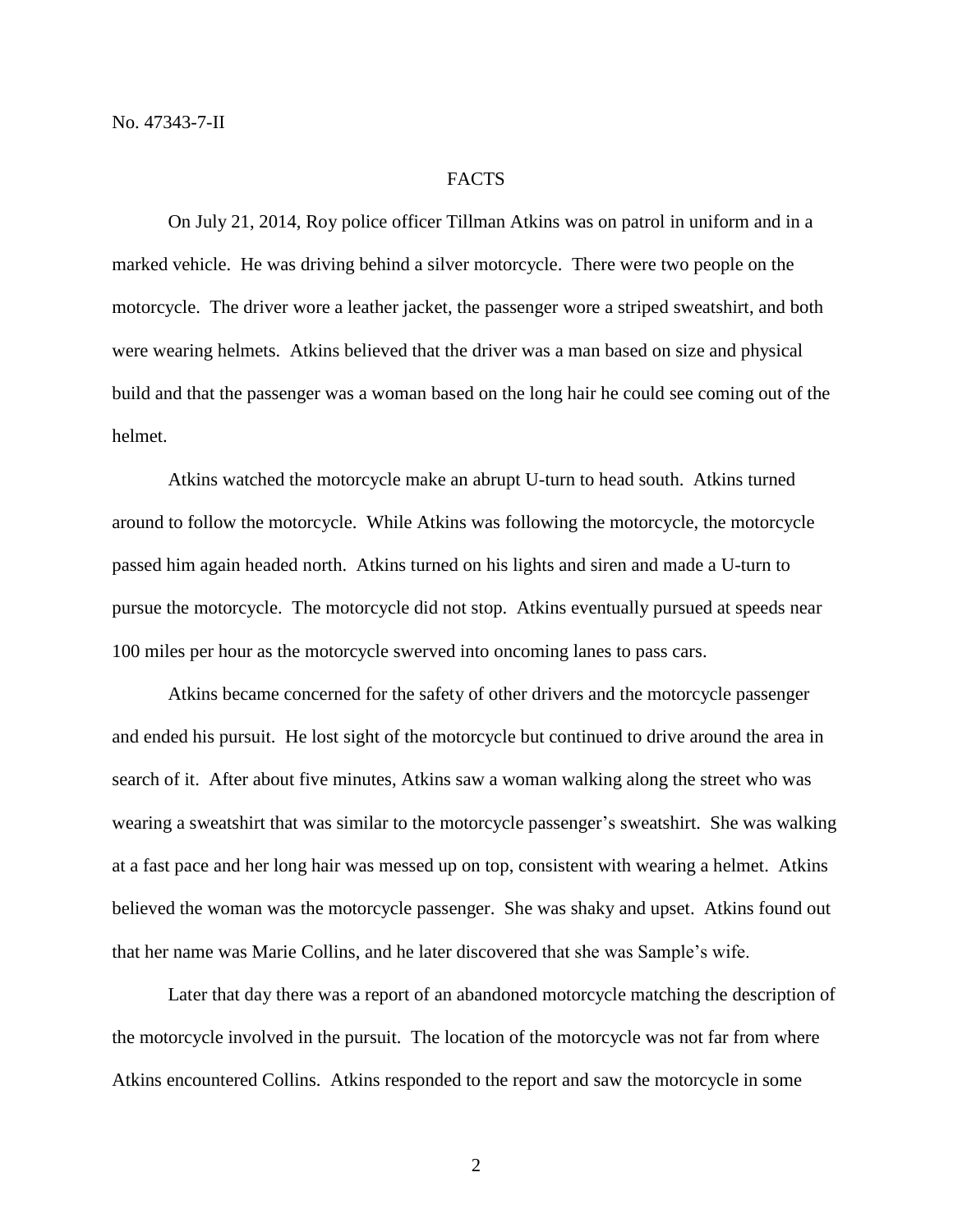## FACTS

On July 21, 2014, Roy police officer Tillman Atkins was on patrol in uniform and in a marked vehicle. He was driving behind a silver motorcycle. There were two people on the motorcycle. The driver wore a leather jacket, the passenger wore a striped sweatshirt, and both were wearing helmets. Atkins believed that the driver was a man based on size and physical build and that the passenger was a woman based on the long hair he could see coming out of the helmet.

Atkins watched the motorcycle make an abrupt U-turn to head south. Atkins turned around to follow the motorcycle. While Atkins was following the motorcycle, the motorcycle passed him again headed north. Atkins turned on his lights and siren and made a U-turn to pursue the motorcycle. The motorcycle did not stop. Atkins eventually pursued at speeds near 100 miles per hour as the motorcycle swerved into oncoming lanes to pass cars.

Atkins became concerned for the safety of other drivers and the motorcycle passenger and ended his pursuit. He lost sight of the motorcycle but continued to drive around the area in search of it. After about five minutes, Atkins saw a woman walking along the street who was wearing a sweatshirt that was similar to the motorcycle passenger's sweatshirt. She was walking at a fast pace and her long hair was messed up on top, consistent with wearing a helmet. Atkins believed the woman was the motorcycle passenger. She was shaky and upset. Atkins found out that her name was Marie Collins, and he later discovered that she was Sample's wife.

Later that day there was a report of an abandoned motorcycle matching the description of the motorcycle involved in the pursuit. The location of the motorcycle was not far from where Atkins encountered Collins. Atkins responded to the report and saw the motorcycle in some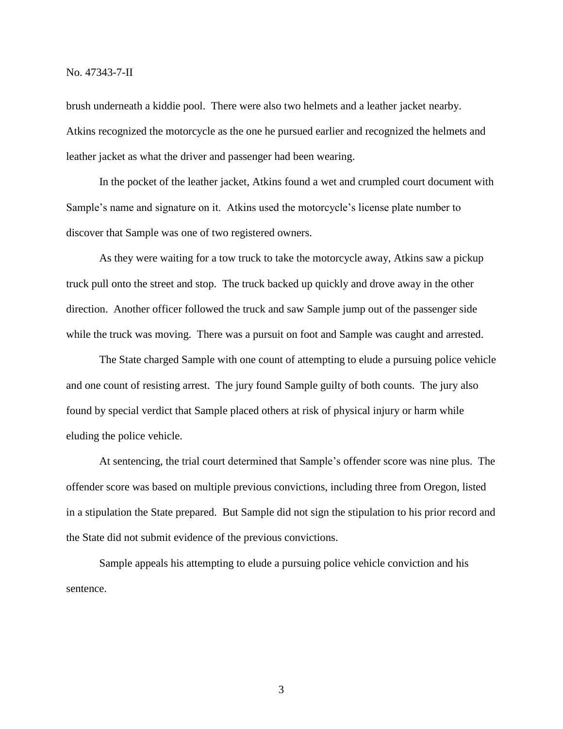brush underneath a kiddie pool. There were also two helmets and a leather jacket nearby. Atkins recognized the motorcycle as the one he pursued earlier and recognized the helmets and leather jacket as what the driver and passenger had been wearing.

In the pocket of the leather jacket, Atkins found a wet and crumpled court document with Sample's name and signature on it. Atkins used the motorcycle's license plate number to discover that Sample was one of two registered owners.

As they were waiting for a tow truck to take the motorcycle away, Atkins saw a pickup truck pull onto the street and stop. The truck backed up quickly and drove away in the other direction. Another officer followed the truck and saw Sample jump out of the passenger side while the truck was moving. There was a pursuit on foot and Sample was caught and arrested.

The State charged Sample with one count of attempting to elude a pursuing police vehicle and one count of resisting arrest. The jury found Sample guilty of both counts. The jury also found by special verdict that Sample placed others at risk of physical injury or harm while eluding the police vehicle.

At sentencing, the trial court determined that Sample's offender score was nine plus. The offender score was based on multiple previous convictions, including three from Oregon, listed in a stipulation the State prepared. But Sample did not sign the stipulation to his prior record and the State did not submit evidence of the previous convictions.

Sample appeals his attempting to elude a pursuing police vehicle conviction and his sentence.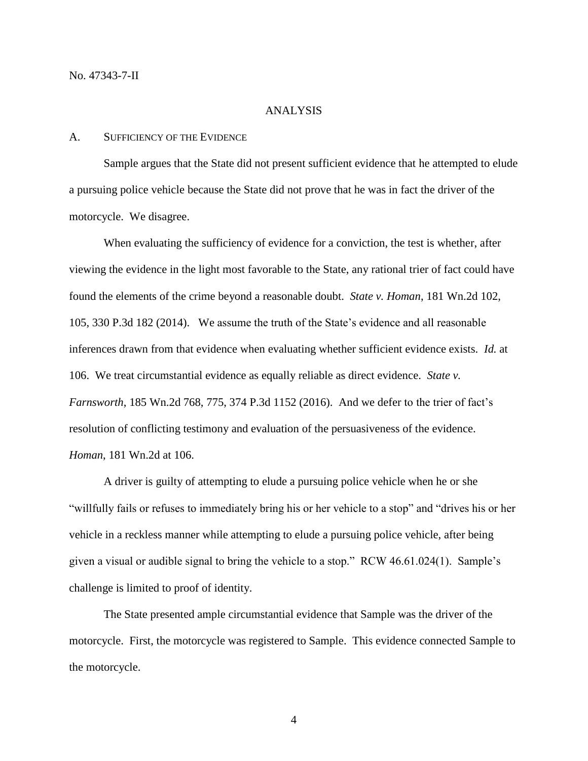## ANALYSIS

### A. Sufficiency of the Evidence

Sample argues that the State did not present sufficient evidence that he attempted to elude a pursuing police vehicle because the State did not prove that he was in fact the driver of the motorcycle. We disagree.

When evaluating the sufficiency of evidence for a conviction, the test is whether, after viewing the evidence in the light most favorable to the State, any rational trier of fact could have found the elements of the crime beyond a reasonable doubt. *State v. Homan*, 181 Wn.2d 102, 105, 330 P.3d 182 (2014). We assume the truth of the State's evidence and all reasonable inferences drawn from that evidence when evaluating whether sufficient evidence exists. *Id.* at 106. We treat circumstantial evidence as equally reliable as direct evidence. *State v. Farnsworth*, 185 Wn.2d 768, 775, 374 P.3d 1152 (2016). And we defer to the trier of fact's resolution of conflicting testimony and evaluation of the persuasiveness of the evidence. *Homan*, 181 Wn.2d at 106.

A driver is guilty of attempting to elude a pursuing police vehicle when he or she "willfully fails or refuses to immediately bring his or her vehicle to a stop" and "drives his or her vehicle in a reckless manner while attempting to elude a pursuing police vehicle, after being given a visual or audible signal to bring the vehicle to a stop." RCW 46.61.024(1). Sample's challenge is limited to proof of identity.

The State presented ample circumstantial evidence that Sample was the driver of the motorcycle. First, the motorcycle was registered to Sample. This evidence connected Sample to the motorcycle.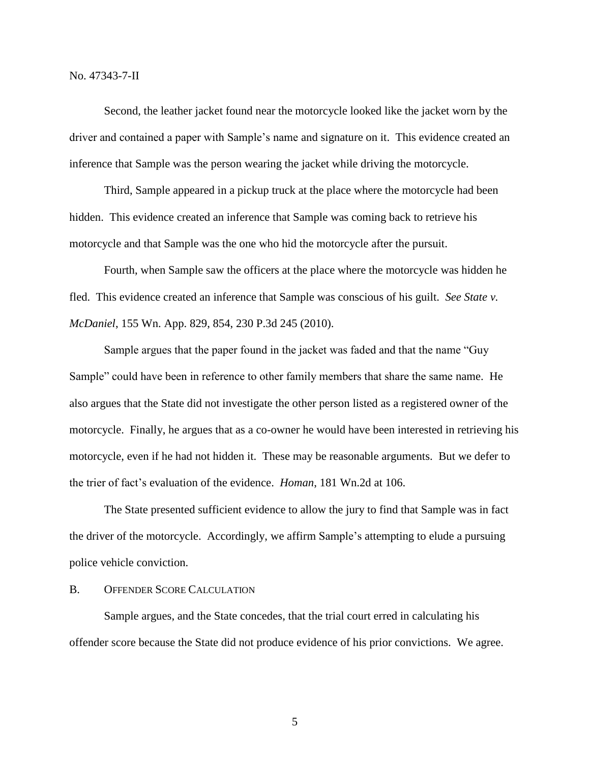Second, the leather jacket found near the motorcycle looked like the jacket worn by the driver and contained a paper with Sample's name and signature on it. This evidence created an inference that Sample was the person wearing the jacket while driving the motorcycle.

Third, Sample appeared in a pickup truck at the place where the motorcycle had been hidden. This evidence created an inference that Sample was coming back to retrieve his motorcycle and that Sample was the one who hid the motorcycle after the pursuit.

Fourth, when Sample saw the officers at the place where the motorcycle was hidden he fled. This evidence created an inference that Sample was conscious of his guilt. *See State v. McDaniel*, 155 Wn. App. 829, 854, 230 P.3d 245 (2010).

Sample argues that the paper found in the jacket was faded and that the name "Guy Sample" could have been in reference to other family members that share the same name. He also argues that the State did not investigate the other person listed as a registered owner of the motorcycle. Finally, he argues that as a co-owner he would have been interested in retrieving his motorcycle, even if he had not hidden it. These may be reasonable arguments. But we defer to the trier of fact's evaluation of the evidence. *Homan*, 181 Wn.2d at 106.

The State presented sufficient evidence to allow the jury to find that Sample was in fact the driver of the motorcycle. Accordingly, we affirm Sample's attempting to elude a pursuing police vehicle conviction.

## B. Offender Score Calculation

Sample argues, and the State concedes, that the trial court erred in calculating his offender score because the State did not produce evidence of his prior convictions. We agree.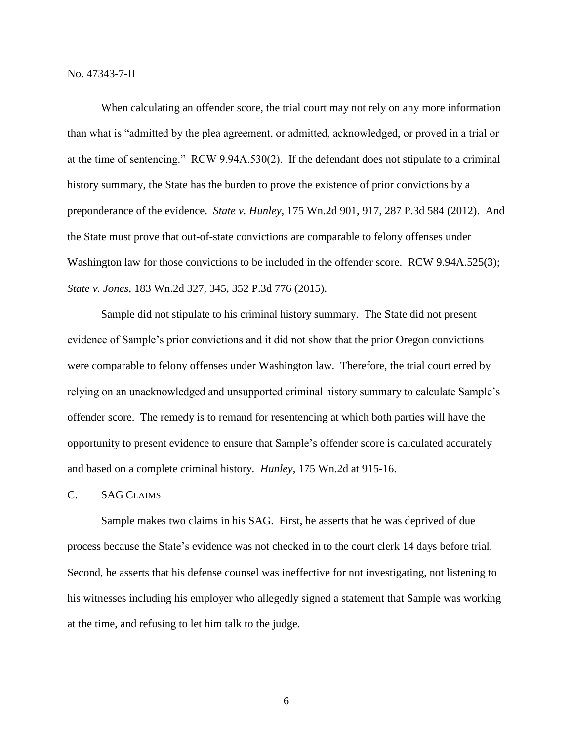When calculating an offender score, the trial court may not rely on any more information than what is "admitted by the plea agreement, or admitted, acknowledged, or proved in a trial or at the time of sentencing." RCW 9.94A.530(2). If the defendant does not stipulate to a criminal history summary, the State has the burden to prove the existence of prior convictions by a preponderance of the evidence. *State v. Hunley*, 175 Wn.2d 901, 917, 287 P.3d 584 (2012). And the State must prove that out-of-state convictions are comparable to felony offenses under Washington law for those convictions to be included in the offender score. RCW 9.94A.525(3); *State v. Jones*, 183 Wn.2d 327, 345, 352 P.3d 776 (2015).

Sample did not stipulate to his criminal history summary. The State did not present evidence of Sample's prior convictions and it did not show that the prior Oregon convictions were comparable to felony offenses under Washington law. Therefore, the trial court erred by relying on an unacknowledged and unsupported criminal history summary to calculate Sample's offender score. The remedy is to remand for resentencing at which both parties will have the opportunity to present evidence to ensure that Sample's offender score is calculated accurately and based on a complete criminal history. *Hunley*, 175 Wn.2d at 915-16.

## C. SAG CLAIMS

Sample makes two claims in his SAG. First, he asserts that he was deprived of due process because the State's evidence was not checked in to the court clerk 14 days before trial. Second, he asserts that his defense counsel was ineffective for not investigating, not listening to his witnesses including his employer who allegedly signed a statement that Sample was working at the time, and refusing to let him talk to the judge.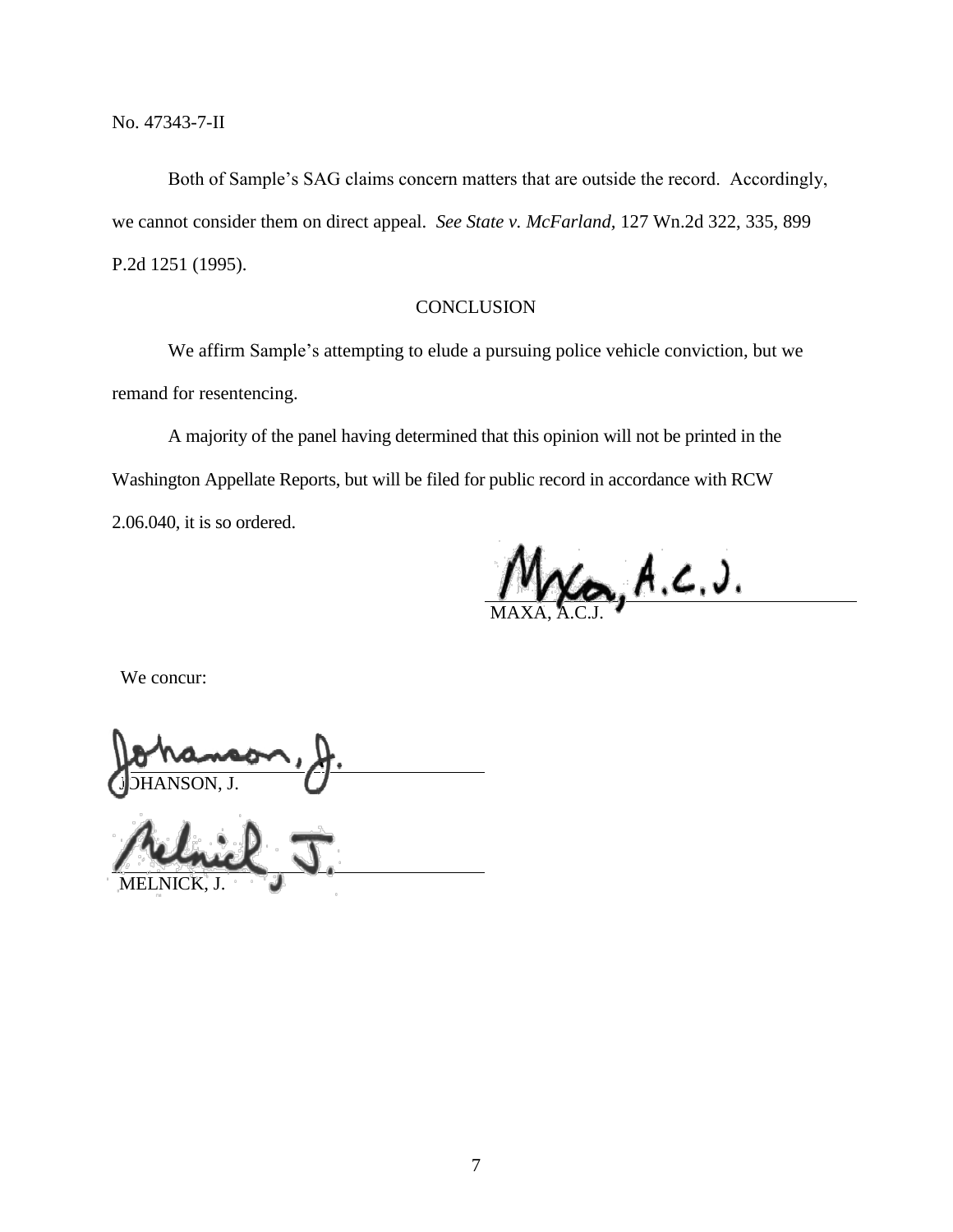No. 47343-7-II

Both of Sample's SAG claims concern matters that are outside the record. Accordingly, we cannot consider them on direct appeal. *See State v. McFarland*, 127 Wn.2d 322, 335, 899 P.2d 1251 (1995).

## CONCLUSION

We affirm Sample's attempting to elude a pursuing police vehicle conviction, but we remand for resentencing.

A majority of the panel having determined that this opinion will not be printed in the Washington Appellate Reports, but will be filed for public record in accordance with RCW 2.06.040, it is so ordered.

Maxa, A.C.J.

MAXA, A.C.J.

We concur:

Johanson, J.

JOHANSON, J.

Melnick, J.

MELNICK, J.